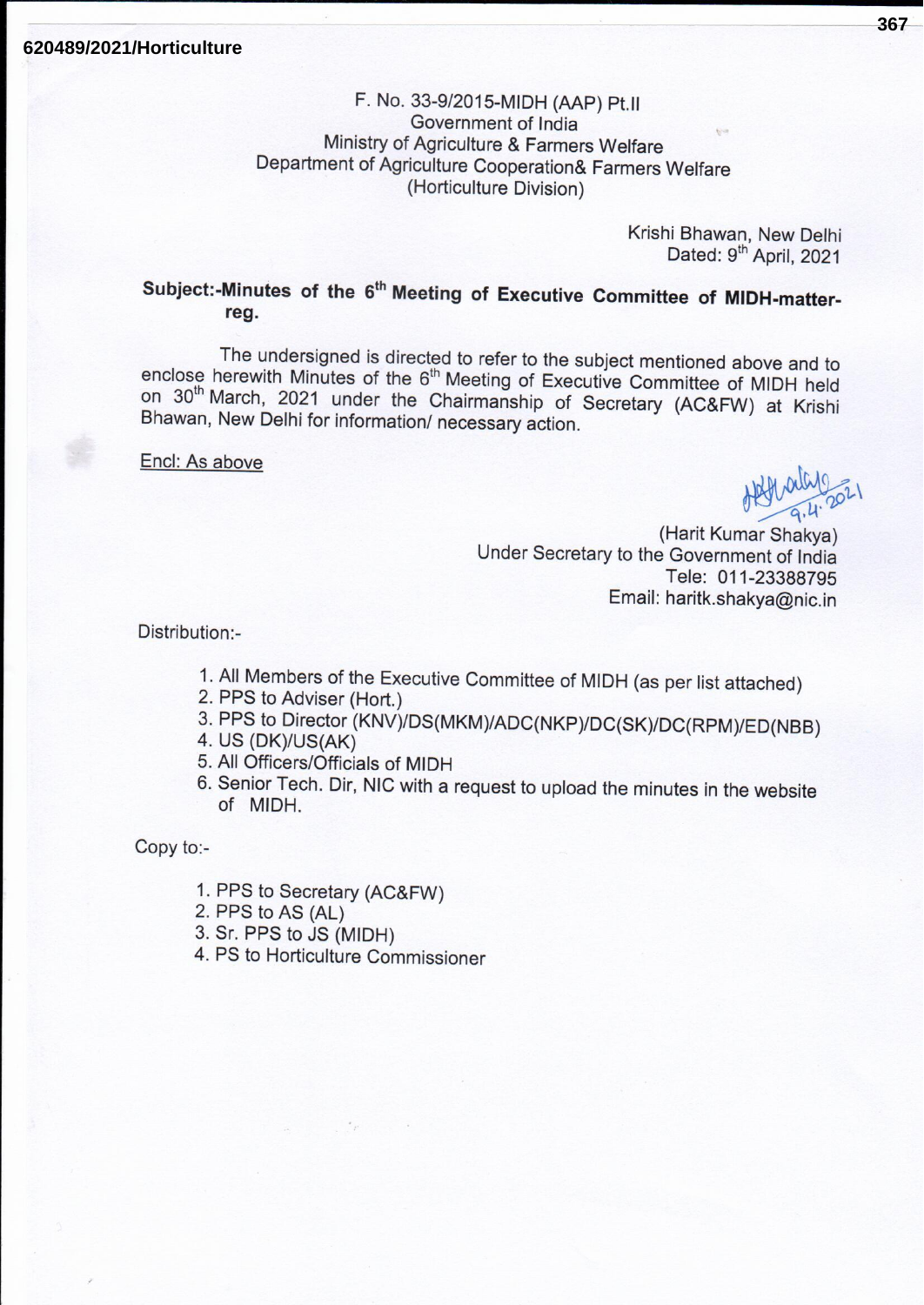620489/2021/Horticulture

F. No. 33-9/2015-MIDH (AAP) Pt.II
Government of India
Ministry of Agriculture & Farmers Welfare
Department of Agriculture Cooperation& Farmers Welfare
(Horticulture Division)

Krishi Bhawan, New Delhi
Dated: 9th April, 2021

**Subject:-Minutes of the 6th Meeting of Executive Committee of MIDH-matter-reg.**

The undersigned is directed to refer to the subject mentioned above and to enclose herewith Minutes of the 6th Meeting of Executive Committee of MIDH held on 30th March, 2021 under the Chairmanship of Secretary (AC&FW) at Krishi Bhawan, New Delhi for information/ necessary action.

Encl: As above

9.4.2021

(Harit Kumar Shakya)
Under Secretary to the Government of India
Tele: 011-23388795
Email: haritk.shakya@nic.in

Distribution:-

1. All Members of the Executive Committee of MIDH (as per list attached)
2. PPS to Adviser (Hort.)
3. PPS to Director (KNV)/DS(MKM)/ADC(NKP)/DC(SK)/DC(RPM)/ED(NBB)
4. US (DK)/US(AK)
5. All Officers/Officials of MIDH
6. Senior Tech. Dir, NIC with a request to upload the minutes in the website of MIDH.

Copy to:-

1. PPS to Secretary (AC&FW)
2. PPS to AS (AL)
3. Sr. PPS to JS (MIDH)
4. PS to Horticulture Commissioner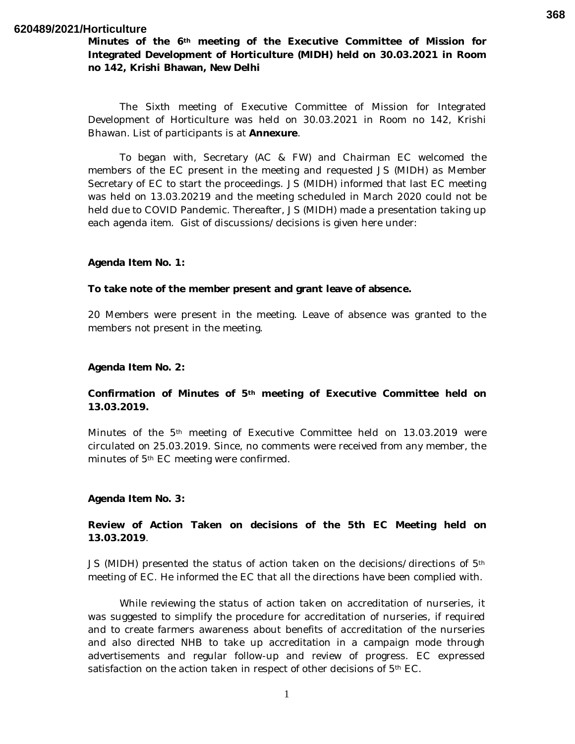**Minutes of the 6th meeting of the Executive Committee of Mission for Integrated Development of Horticulture (MIDH) held on 30.03.2021 in Room no 142, Krishi Bhawan, New Delhi**

The Sixth meeting of Executive Committee of Mission for Integrated Development of Horticulture was held on 30.03.2021 in Room no 142, Krishi Bhawan. List of participants is at **Annexure**.

To began with, Secretary (AC & FW) and Chairman EC welcomed the members of the EC present in the meeting and requested JS (MIDH) as Member Secretary of EC to start the proceedings. JS (MIDH) informed that last EC meeting was held on 13.03.20219 and the meeting scheduled in March 2020 could not be held due to COVID Pandemic. Thereafter, JS (MIDH) made a presentation taking up each agenda item. Gist of discussions/decisions is given here under:

**Agenda Item No. 1:**

**To take note of the member present and grant leave of absence.**

20 Members were present in the meeting. Leave of absence was granted to the members not present in the meeting.

**Agenda Item No. 2:**

**Confirmation of Minutes of 5th meeting of Executive Committee held on 13.03.2019.**

Minutes of the 5th meeting of Executive Committee held on 13.03.2019 were circulated on 25.03.2019. Since, no comments were received from any member, the minutes of 5th EC meeting were confirmed.

**Agenda Item No. 3:**

**Review of Action Taken on decisions of the 5th EC Meeting held on 13.03.2019**.

JS (MIDH) presented the status of action taken on the decisions/directions of 5th meeting of EC. He informed the EC that all the directions have been complied with.

While reviewing the status of action taken on accreditation of nurseries, it was suggested to simplify the procedure for accreditation of nurseries, if required and to create farmers awareness about benefits of accreditation of the nurseries and also directed NHB to take up accreditation in a campaign mode through advertisements and regular follow-up and review of progress. EC expressed satisfaction on the action taken in respect of other decisions of 5th EC.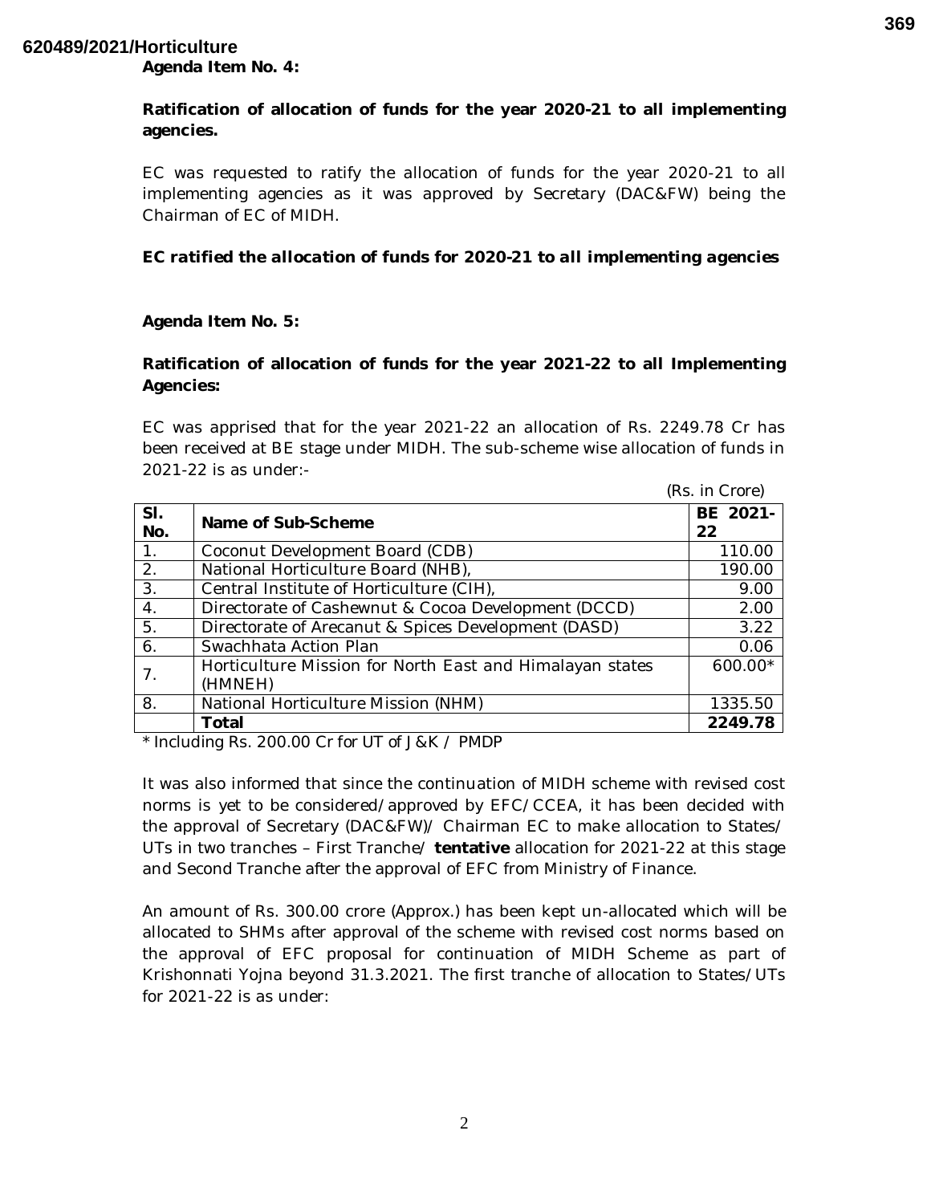**Agenda Item No. 4:**

**Ratification of allocation of funds for the year 2020-21 to all implementing agencies.**

EC was requested to ratify the allocation of funds for the year 2020-21 to all implementing agencies as it was approved by Secretary (DAC&FW) being the Chairman of EC of MIDH.

***EC ratified the allocation of funds for 2020-21 to all implementing agencies***

**Agenda Item No. 5:**

**Ratification of allocation of funds for the year 2021-22 to all Implementing Agencies:**

EC was apprised that for the year 2021-22 an allocation of Rs. 2249.78 Cr has been received at BE stage under MIDH. The sub-scheme wise allocation of funds in 2021-22 is as under:-

(Rs. in Crore)

| Sl. No. | Name of Sub-Scheme | BE 2021-22 |
|---|---|---|
| 1. | Coconut Development Board (CDB) | 110.00 |
| 2. | National Horticulture Board (NHB), | 190.00 |
| 3. | Central Institute of Horticulture (CIH), | 9.00 |
| 4. | Directorate of Cashewnut & Cocoa Development (DCCD) | 2.00 |
| 5. | Directorate of Arecanut & Spices Development (DASD) | 3.22 |
| 6. | Swachhata Action Plan | 0.06 |
| 7. | Horticulture Mission for North East and Himalayan states (HMNEH) | 600.00* |
| 8. | National Horticulture Mission (NHM) | 1335.50 |
| | **Total** | **2249.78** |

\* Including Rs. 200.00 Cr for UT of J&K / PMDP

It was also informed that since the continuation of MIDH scheme with revised cost norms is yet to be considered/approved by EFC/CCEA, it has been decided with the approval of Secretary (DAC&FW)/ Chairman EC to make allocation to States/ UTs in two tranches – First Tranche/ **tentative** allocation for 2021-22 at this stage and Second Tranche after the approval of EFC from Ministry of Finance.

An amount of Rs. 300.00 crore (Approx.) has been kept un-allocated which will be allocated to SHMs after approval of the scheme with revised cost norms based on the approval of EFC proposal for continuation of MIDH Scheme as part of Krishonnati Yojna beyond 31.3.2021. The first tranche of allocation to States/UTs for 2021-22 is as under: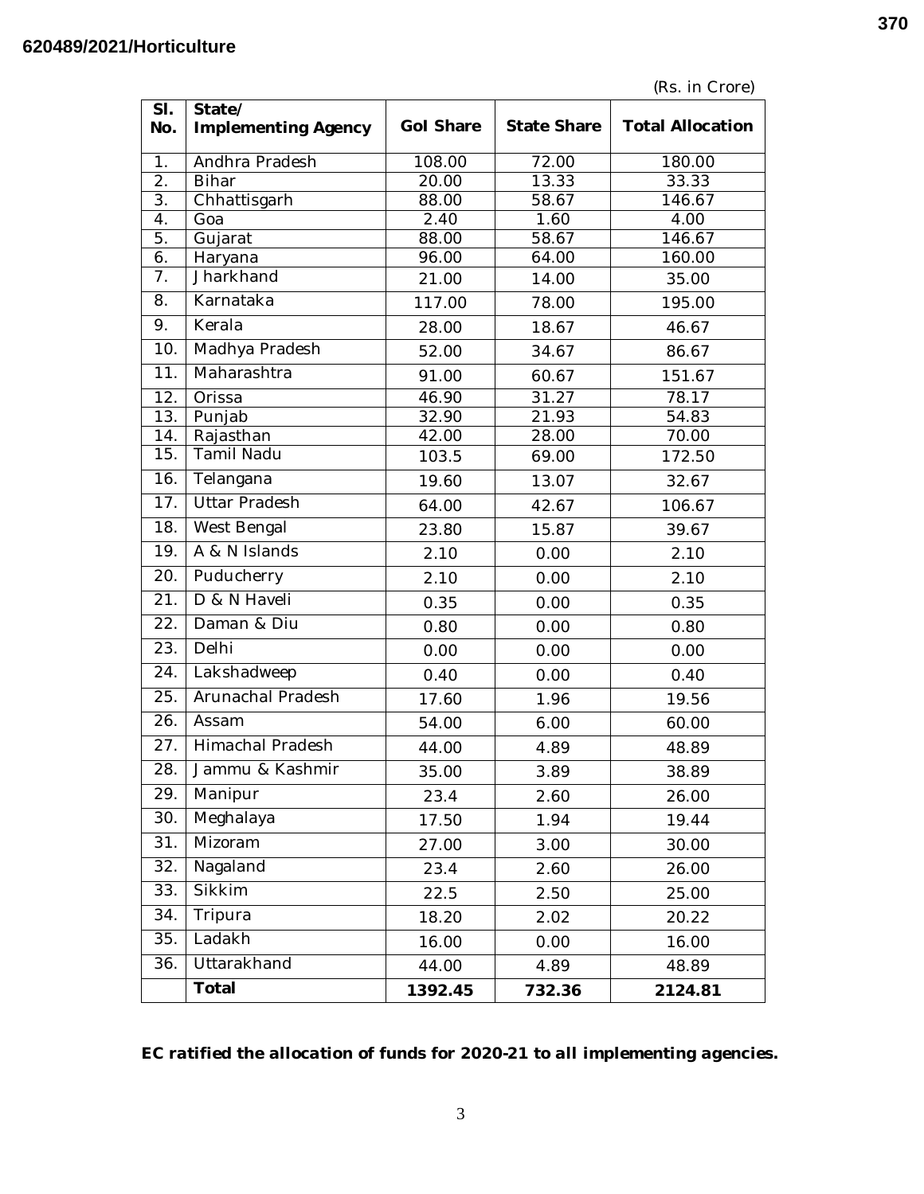(Rs. in Crore)

| Sl. No. | State/ Implementing Agency | GoI Share | State Share | Total Allocation |
|---|---|---|---|---|
| 1. | Andhra Pradesh | 108.00 | 72.00 | 180.00 |
| 2. | Bihar | 20.00 | 13.33 | 33.33 |
| 3. | Chhattisgarh | 88.00 | 58.67 | 146.67 |
| 4. | Goa | 2.40 | 1.60 | 4.00 |
| 5. | Gujarat | 88.00 | 58.67 | 146.67 |
| 6. | Haryana | 96.00 | 64.00 | 160.00 |
| 7. | Jharkhand | 21.00 | 14.00 | 35.00 |
| 8. | Karnataka | 117.00 | 78.00 | 195.00 |
| 9. | Kerala | 28.00 | 18.67 | 46.67 |
| 10. | Madhya Pradesh | 52.00 | 34.67 | 86.67 |
| 11. | Maharashtra | 91.00 | 60.67 | 151.67 |
| 12. | Orissa | 46.90 | 31.27 | 78.17 |
| 13. | Punjab | 32.90 | 21.93 | 54.83 |
| 14. | Rajasthan | 42.00 | 28.00 | 70.00 |
| 15. | Tamil Nadu | 103.5 | 69.00 | 172.50 |
| 16. | Telangana | 19.60 | 13.07 | 32.67 |
| 17. | Uttar Pradesh | 64.00 | 42.67 | 106.67 |
| 18. | West Bengal | 23.80 | 15.87 | 39.67 |
| 19. | A & N Islands | 2.10 | 0.00 | 2.10 |
| 20. | Puducherry | 2.10 | 0.00 | 2.10 |
| 21. | D & N Haveli | 0.35 | 0.00 | 0.35 |
| 22. | Daman & Diu | 0.80 | 0.00 | 0.80 |
| 23. | Delhi | 0.00 | 0.00 | 0.00 |
| 24. | Lakshadweep | 0.40 | 0.00 | 0.40 |
| 25. | Arunachal Pradesh | 17.60 | 1.96 | 19.56 |
| 26. | Assam | 54.00 | 6.00 | 60.00 |
| 27. | Himachal Pradesh | 44.00 | 4.89 | 48.89 |
| 28. | Jammu & Kashmir | 35.00 | 3.89 | 38.89 |
| 29. | Manipur | 23.4 | 2.60 | 26.00 |
| 30. | Meghalaya | 17.50 | 1.94 | 19.44 |
| 31. | Mizoram | 27.00 | 3.00 | 30.00 |
| 32. | Nagaland | 23.4 | 2.60 | 26.00 |
| 33. | Sikkim | 22.5 | 2.50 | 25.00 |
| 34. | Tripura | 18.20 | 2.02 | 20.22 |
| 35. | Ladakh | 16.00 | 0.00 | 16.00 |
| 36. | Uttarakhand | 44.00 | 4.89 | 48.89 |
| | **Total** | **1392.45** | **732.36** | **2124.81** |

***EC ratified the allocation of funds for 2020-21 to all implementing agencies.***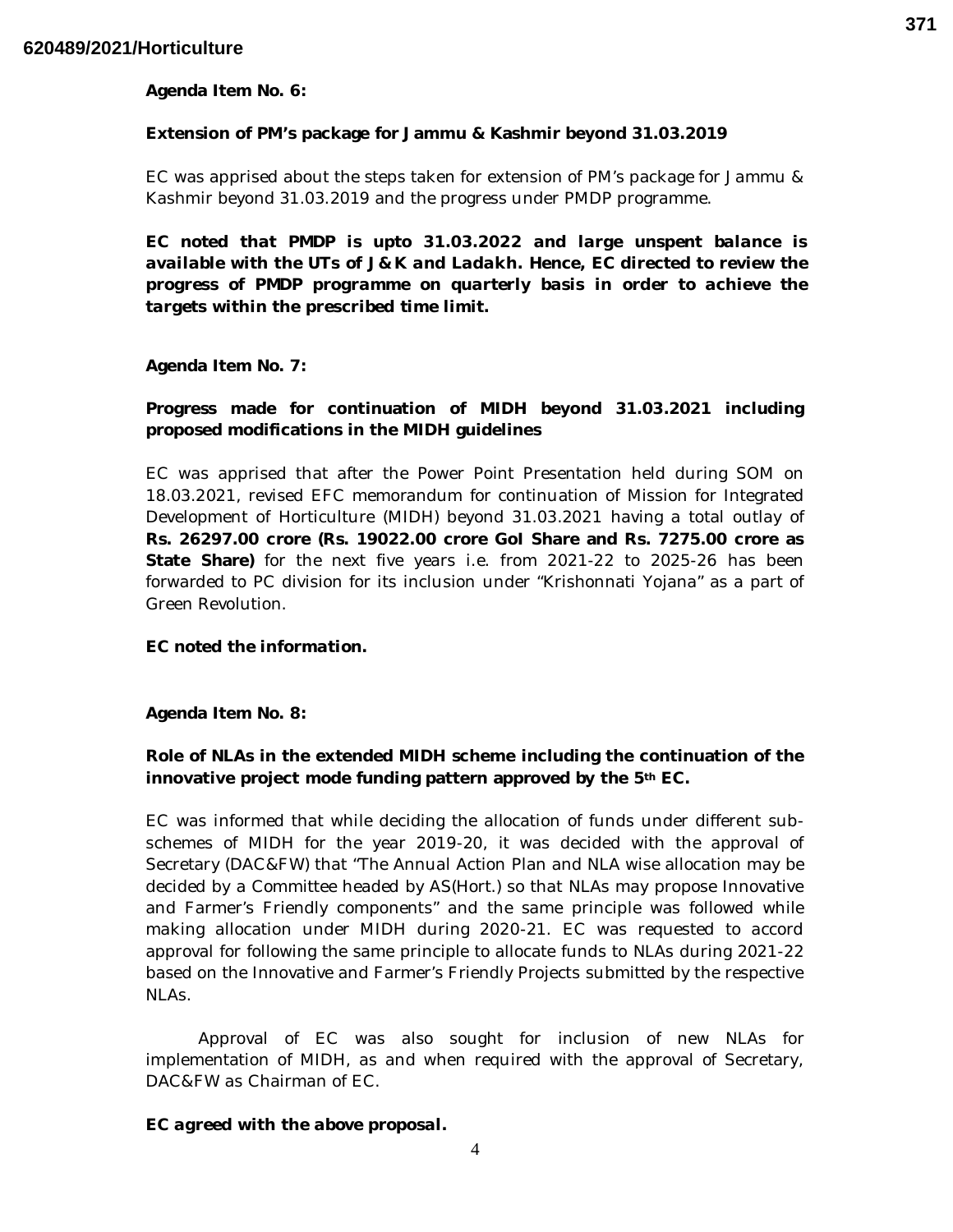**Agenda Item No. 6:**

**Extension of PM's package for Jammu & Kashmir beyond 31.03.2019**

EC was apprised about the steps taken for extension of PM's package for Jammu & Kashmir beyond 31.03.2019 and the progress under PMDP programme.

***EC noted that PMDP is upto 31.03.2022 and large unspent balance is available with the UTs of J&K and Ladakh. Hence, EC directed to review the progress of PMDP programme on quarterly basis in order to achieve the targets within the prescribed time limit.***

**Agenda Item No. 7:**

**Progress made for continuation of MIDH beyond 31.03.2021 including proposed modifications in the MIDH guidelines**

EC was apprised that after the Power Point Presentation held during SOM on 18.03.2021, revised EFC memorandum for continuation of Mission for Integrated Development of Horticulture (MIDH) beyond 31.03.2021 having a total outlay of **Rs. 26297.00 crore (Rs. 19022.00 crore GoI Share and Rs. 7275.00 crore as State Share)** for the next five years i.e. from 2021-22 to 2025-26 has been forwarded to PC division for its inclusion under "Krishonnati Yojana" as a part of Green Revolution.

***EC noted the information.***

**Agenda Item No. 8:**

**Role of NLAs in the extended MIDH scheme including the continuation of the innovative project mode funding pattern approved by the 5th EC.**

EC was informed that while deciding the allocation of funds under different sub-schemes of MIDH for the year 2019-20, it was decided with the approval of Secretary (DAC&FW) that "The Annual Action Plan and NLA wise allocation may be decided by a Committee headed by AS(Hort.) so that NLAs may propose Innovative and Farmer's Friendly components" and the same principle was followed while making allocation under MIDH during 2020-21. EC was requested to accord approval for following the same principle to allocate funds to NLAs during 2021-22 based on the Innovative and Farmer's Friendly Projects submitted by the respective NLAs.

Approval of EC was also sought for inclusion of new NLAs for implementation of MIDH, as and when required with the approval of Secretary, DAC&FW as Chairman of EC.

***EC agreed with the above proposal.***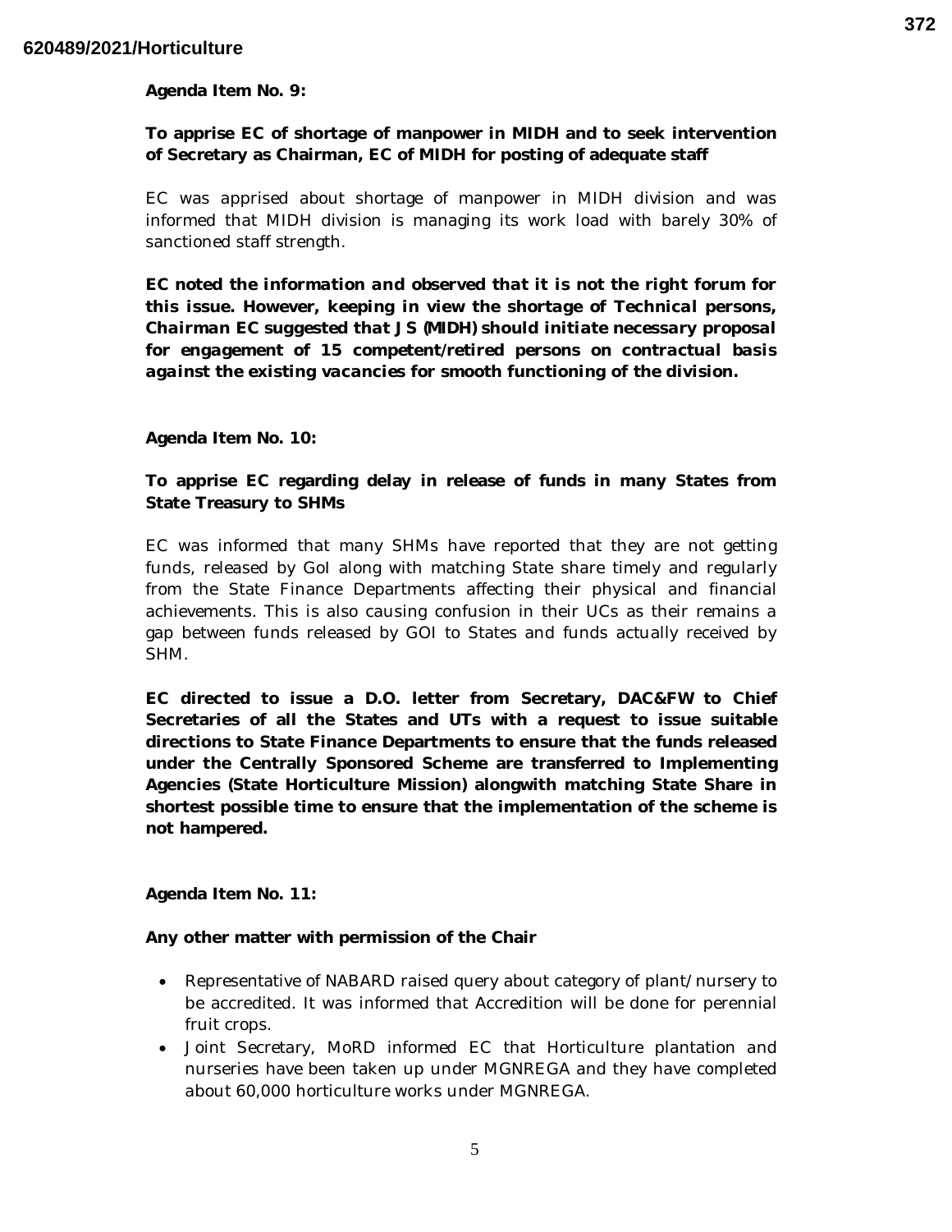**Agenda Item No. 9:**

**To apprise EC of shortage of manpower in MIDH and to seek intervention of Secretary as Chairman, EC of MIDH for posting of adequate staff**

EC was apprised about shortage of manpower in MIDH division and was informed that MIDH division is managing its work load with barely 30% of sanctioned staff strength.

**EC noted the information and observed that it is not the right forum for this issue. However, keeping in view the shortage of Technical persons, Chairman EC suggested that JS (MIDH) should initiate necessary proposal for engagement of 15 competent/retired persons on contractual basis against the existing vacancies for smooth functioning of the division.**

**Agenda Item No. 10:**

**To apprise EC regarding delay in release of funds in many States from State Treasury to SHMs**

EC was informed that many SHMs have reported that they are not getting funds, released by GoI along with matching State share timely and regularly from the State Finance Departments affecting their physical and financial achievements. This is also causing confusion in their UCs as their remains a gap between funds released by GOI to States and funds actually received by SHM.

**EC directed to issue a D.O. letter from Secretary, DAC&FW to Chief Secretaries of all the States and UTs with a request to issue suitable directions to State Finance Departments to ensure that the funds released under the Centrally Sponsored Scheme are transferred to Implementing Agencies (State Horticulture Mission) alongwith matching State Share in shortest possible time to ensure that the implementation of the scheme is not hampered.**

**Agenda Item No. 11:**

**Any other matter with permission of the Chair**

- Representative of NABARD raised query about category of plant/ nursery to be accredited. It was informed that Accredition will be done for perennial fruit crops.
- Joint Secretary, MoRD informed EC that Horticulture plantation and nurseries have been taken up under MGNREGA and they have completed about 60,000 horticulture works under MGNREGA.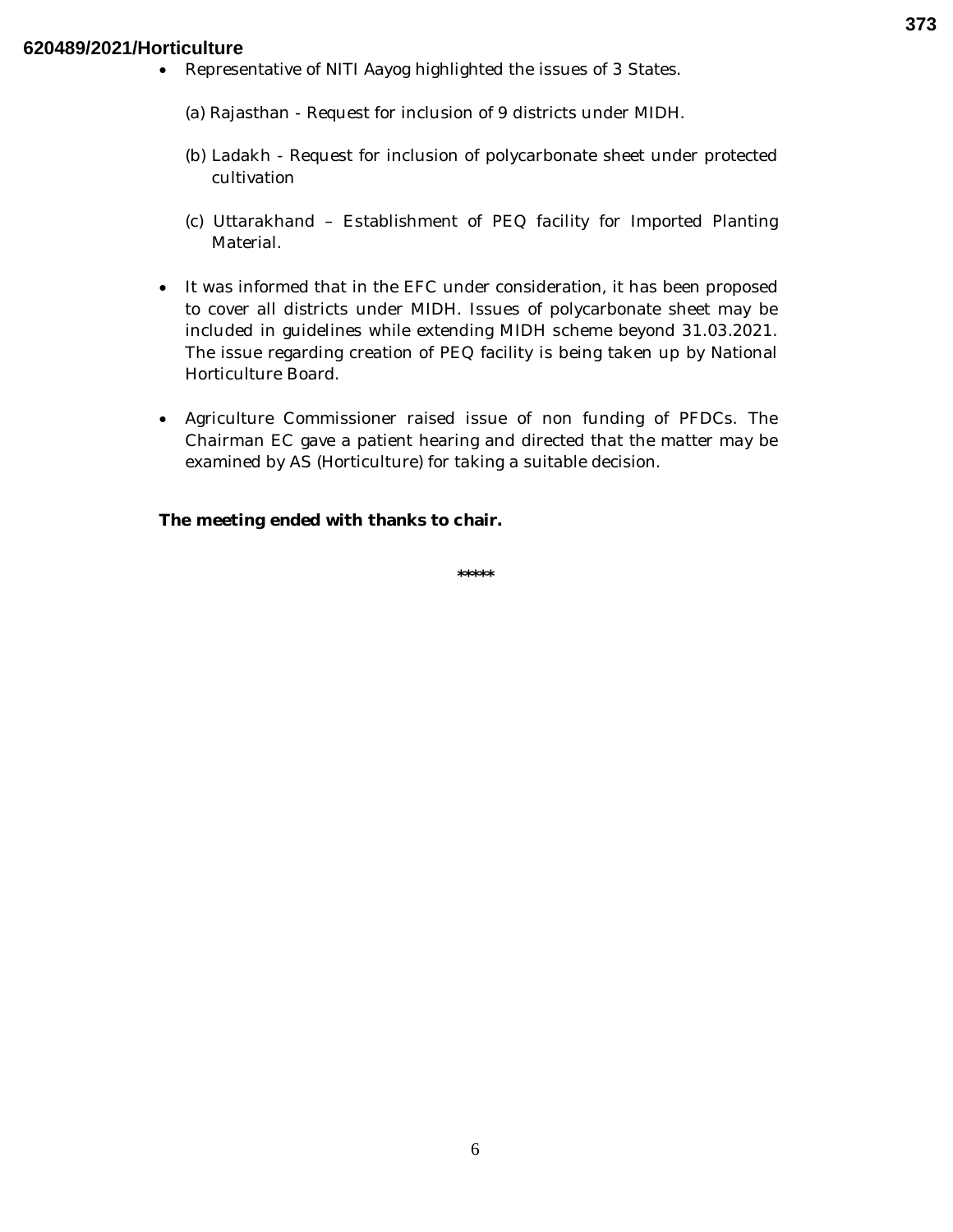- Representative of NITI Aayog highlighted the issues of 3 States.

  (a) Rajasthan - Request for inclusion of 9 districts under MIDH.

  (b) Ladakh - Request for inclusion of polycarbonate sheet under protected cultivation

  (c) Uttarakhand – Establishment of PEQ facility for Imported Planting Material.

- It was informed that in the EFC under consideration, it has been proposed to cover all districts under MIDH. Issues of polycarbonate sheet may be included in guidelines while extending MIDH scheme beyond 31.03.2021. The issue regarding creation of PEQ facility is being taken up by National Horticulture Board.

- Agriculture Commissioner raised issue of non funding of PFDCs. The Chairman EC gave a patient hearing and directed that the matter may be examined by AS (Horticulture) for taking a suitable decision.

**The meeting ended with thanks to chair.**

*****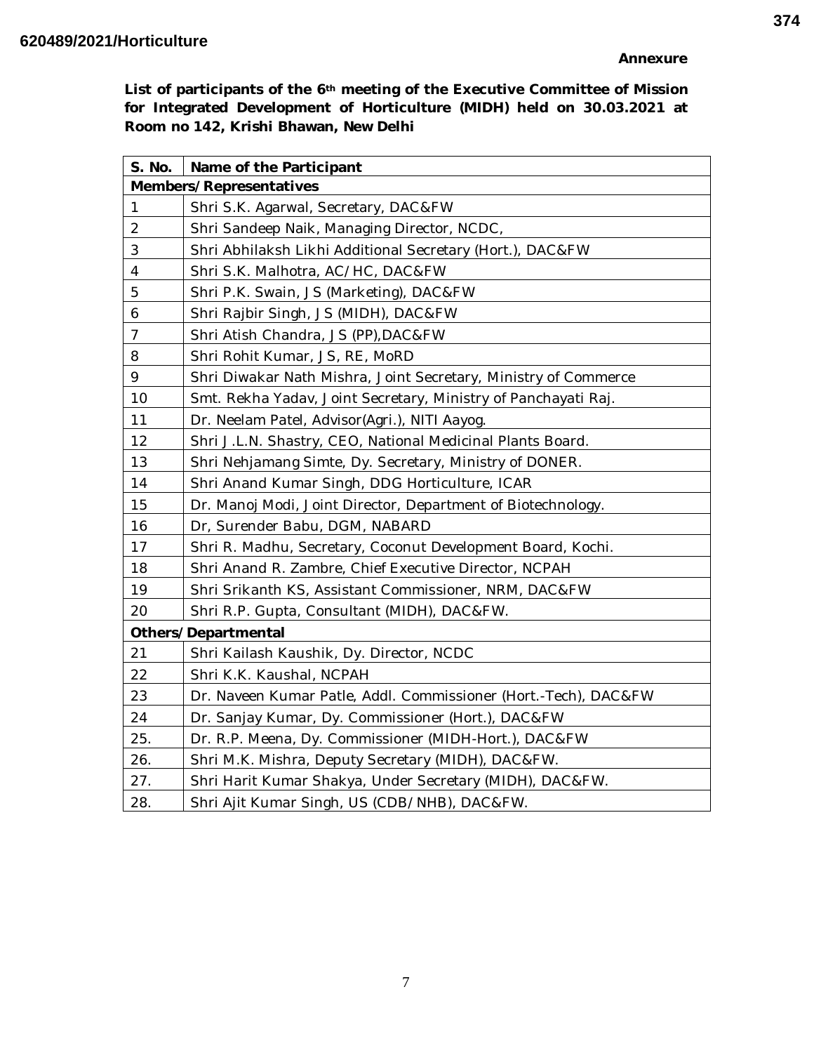**Annexure**

**List of participants of the 6th meeting of the Executive Committee of Mission for Integrated Development of Horticulture (MIDH) held on 30.03.2021 at Room no 142, Krishi Bhawan, New Delhi**

| S. No. | Name of the Participant |
|---|---|
| **Members/Representatives** | |
| 1 | Shri S.K. Agarwal, Secretary, DAC&FW |
| 2 | Shri Sandeep Naik, Managing Director, NCDC, |
| 3 | Shri Abhilaksh Likhi Additional Secretary (Hort.), DAC&FW |
| 4 | Shri S.K. Malhotra, AC/HC, DAC&FW |
| 5 | Shri P.K. Swain, JS (Marketing), DAC&FW |
| 6 | Shri Rajbir Singh, JS (MIDH), DAC&FW |
| 7 | Shri Atish Chandra, JS (PP),DAC&FW |
| 8 | Shri Rohit Kumar, JS, RE, MoRD |
| 9 | Shri Diwakar Nath Mishra, Joint Secretary, Ministry of Commerce |
| 10 | Smt. Rekha Yadav, Joint Secretary, Ministry of Panchayati Raj. |
| 11 | Dr. Neelam Patel, Advisor(Agri.), NITI Aayog. |
| 12 | Shri J.L.N. Shastry, CEO, National Medicinal Plants Board. |
| 13 | Shri Nehjamang Simte, Dy. Secretary, Ministry of DONER. |
| 14 | Shri Anand Kumar Singh, DDG Horticulture, ICAR |
| 15 | Dr. Manoj Modi, Joint Director, Department of Biotechnology. |
| 16 | Dr, Surender Babu, DGM, NABARD |
| 17 | Shri R. Madhu, Secretary, Coconut Development Board, Kochi. |
| 18 | Shri Anand R. Zambre, Chief Executive Director, NCPAH |
| 19 | Shri Srikanth KS, Assistant Commissioner, NRM, DAC&FW |
| 20 | Shri R.P. Gupta, Consultant (MIDH), DAC&FW. |
| **Others/Departmental** | |
| 21 | Shri Kailash Kaushik, Dy. Director, NCDC |
| 22 | Shri K.K. Kaushal, NCPAH |
| 23 | Dr. Naveen Kumar Patle, Addl. Commissioner (Hort.-Tech), DAC&FW |
| 24 | Dr. Sanjay Kumar, Dy. Commissioner (Hort.), DAC&FW |
| 25. | Dr. R.P. Meena, Dy. Commissioner (MIDH-Hort.), DAC&FW |
| 26. | Shri M.K. Mishra, Deputy Secretary (MIDH), DAC&FW. |
| 27. | Shri Harit Kumar Shakya, Under Secretary (MIDH), DAC&FW. |
| 28. | Shri Ajit Kumar Singh, US (CDB/NHB), DAC&FW. |